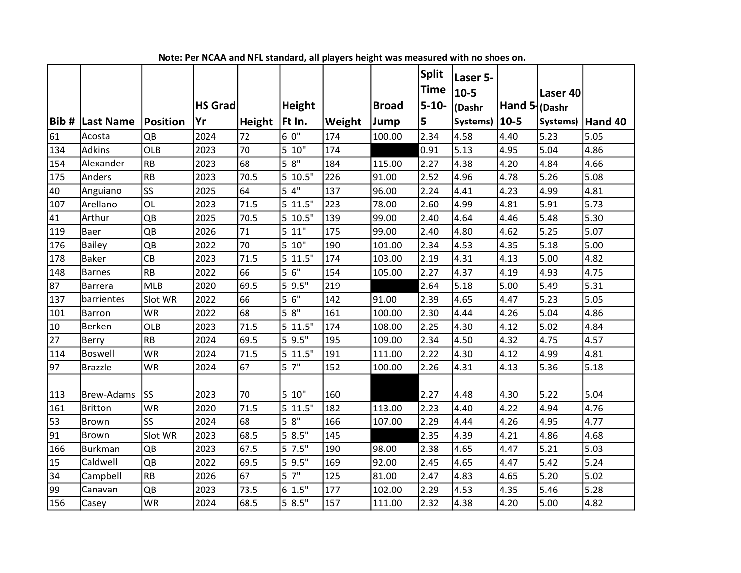**Note: Per NCAA and NFL standard, all players height was measured with no shoes on.**

| Bib # | Last Name | Position | HS Grad Yr | Height | Height Ft In. | Weight | Broad Jump | Split Time 5-10-5 | Laser 5-10-5 (Dashr Systems) | Hand 5-10-5 | Laser 40 (Dashr Systems) | Hand 40 |
|---|---|---|---|---|---|---|---|---|---|---|---|---|
| 61 | Acosta | QB | 2024 | 72 | 6' 0" | 174 | 100.00 | 2.34 | 4.58 | 4.40 | 5.23 | 5.05 |
| 134 | Adkins | OLB | 2023 | 70 | 5' 10" | 174 | | 0.91 | 5.13 | 4.95 | 5.04 | 4.86 |
| 154 | Alexander | RB | 2023 | 68 | 5' 8" | 184 | 115.00 | 2.27 | 4.38 | 4.20 | 4.84 | 4.66 |
| 175 | Anders | RB | 2023 | 70.5 | 5' 10.5" | 226 | 91.00 | 2.52 | 4.96 | 4.78 | 5.26 | 5.08 |
| 40 | Anguiano | SS | 2025 | 64 | 5' 4" | 137 | 96.00 | 2.24 | 4.41 | 4.23 | 4.99 | 4.81 |
| 107 | Arellano | OL | 2023 | 71.5 | 5' 11.5" | 223 | 78.00 | 2.60 | 4.99 | 4.81 | 5.91 | 5.73 |
| 41 | Arthur | QB | 2025 | 70.5 | 5' 10.5" | 139 | 99.00 | 2.40 | 4.64 | 4.46 | 5.48 | 5.30 |
| 119 | Baer | QB | 2026 | 71 | 5' 11" | 175 | 99.00 | 2.40 | 4.80 | 4.62 | 5.25 | 5.07 |
| 176 | Bailey | QB | 2022 | 70 | 5' 10" | 190 | 101.00 | 2.34 | 4.53 | 4.35 | 5.18 | 5.00 |
| 178 | Baker | CB | 2023 | 71.5 | 5' 11.5" | 174 | 103.00 | 2.19 | 4.31 | 4.13 | 5.00 | 4.82 |
| 148 | Barnes | RB | 2022 | 66 | 5' 6" | 154 | 105.00 | 2.27 | 4.37 | 4.19 | 4.93 | 4.75 |
| 87 | Barrera | MLB | 2020 | 69.5 | 5' 9.5" | 219 | | 2.64 | 5.18 | 5.00 | 5.49 | 5.31 |
| 137 | barrientes | Slot WR | 2022 | 66 | 5' 6" | 142 | 91.00 | 2.39 | 4.65 | 4.47 | 5.23 | 5.05 |
| 101 | Barron | WR | 2022 | 68 | 5' 8" | 161 | 100.00 | 2.30 | 4.44 | 4.26 | 5.04 | 4.86 |
| 10 | Berken | OLB | 2023 | 71.5 | 5' 11.5" | 174 | 108.00 | 2.25 | 4.30 | 4.12 | 5.02 | 4.84 |
| 27 | Berry | RB | 2024 | 69.5 | 5' 9.5" | 195 | 109.00 | 2.34 | 4.50 | 4.32 | 4.75 | 4.57 |
| 114 | Boswell | WR | 2024 | 71.5 | 5' 11.5" | 191 | 111.00 | 2.22 | 4.30 | 4.12 | 4.99 | 4.81 |
| 97 | Brazzle | WR | 2024 | 67 | 5' 7" | 152 | 100.00 | 2.26 | 4.31 | 4.13 | 5.36 | 5.18 |
| 113 | Brew-Adams | SS | 2023 | 70 | 5' 10" | 160 | | 2.27 | 4.48 | 4.30 | 5.22 | 5.04 |
| 161 | Britton | WR | 2020 | 71.5 | 5' 11.5" | 182 | 113.00 | 2.23 | 4.40 | 4.22 | 4.94 | 4.76 |
| 53 | Brown | SS | 2024 | 68 | 5' 8" | 166 | 107.00 | 2.29 | 4.44 | 4.26 | 4.95 | 4.77 |
| 91 | Brown | Slot WR | 2023 | 68.5 | 5' 8.5" | 145 | | 2.35 | 4.39 | 4.21 | 4.86 | 4.68 |
| 166 | Burkman | QB | 2023 | 67.5 | 5' 7.5" | 190 | 98.00 | 2.38 | 4.65 | 4.47 | 5.21 | 5.03 |
| 15 | Caldwell | QB | 2022 | 69.5 | 5' 9.5" | 169 | 92.00 | 2.45 | 4.65 | 4.47 | 5.42 | 5.24 |
| 34 | Campbell | RB | 2026 | 67 | 5' 7" | 125 | 81.00 | 2.47 | 4.83 | 4.65 | 5.20 | 5.02 |
| 99 | Canavan | QB | 2023 | 73.5 | 6' 1.5" | 177 | 102.00 | 2.29 | 4.53 | 4.35 | 5.46 | 5.28 |
| 156 | Casey | WR | 2024 | 68.5 | 5' 8.5" | 157 | 111.00 | 2.32 | 4.38 | 4.20 | 5.00 | 4.82 |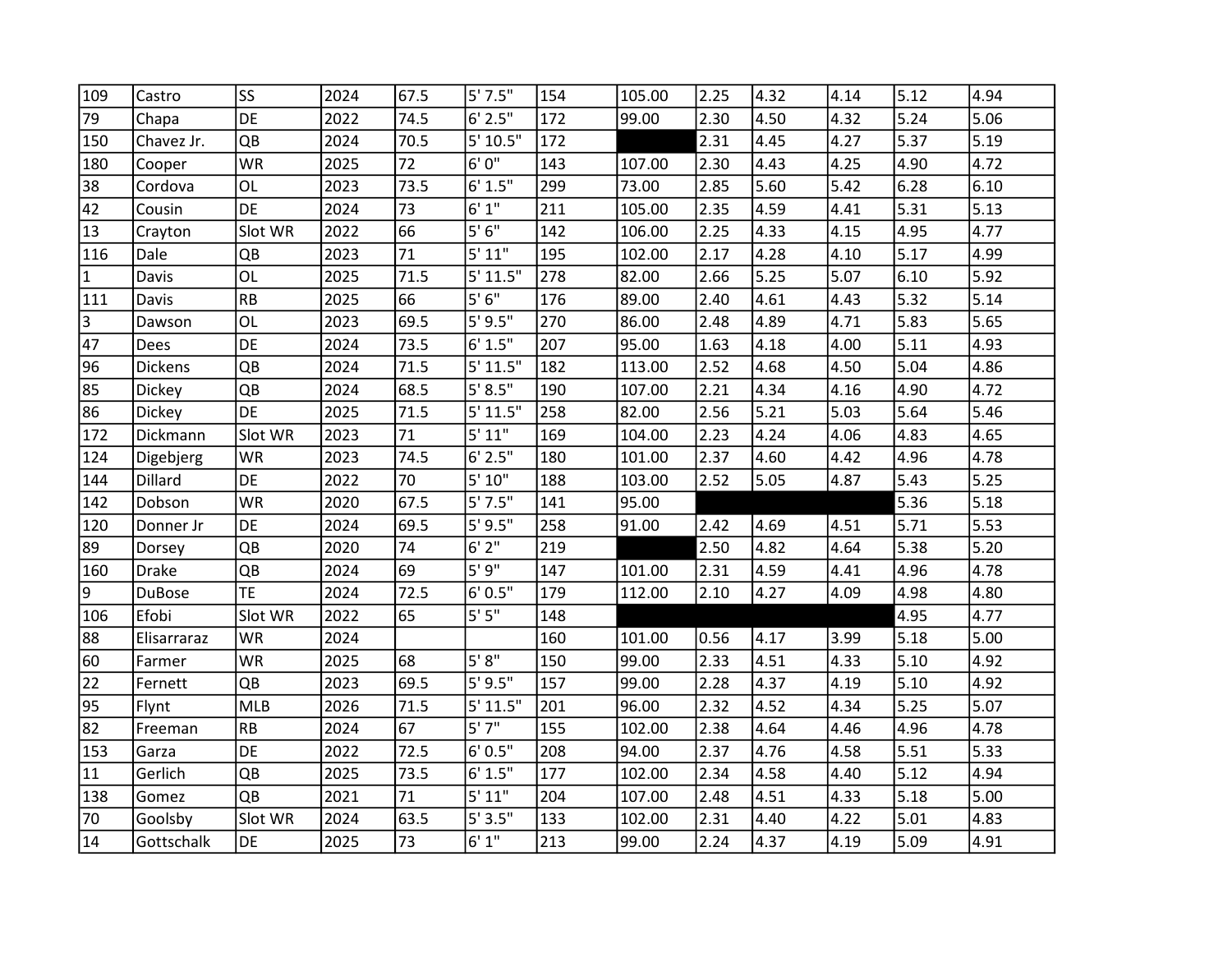| | | | | | | | | | | | | |
|---|---|---|---|---|---|---|---|---|---|---|---|---|
| 109 | Castro | SS | 2024 | 67.5 | 5' 7.5" | 154 | 105.00 | 2.25 | 4.32 | 4.14 | 5.12 | 4.94 |
| 79 | Chapa | DE | 2022 | 74.5 | 6' 2.5" | 172 | 99.00 | 2.30 | 4.50 | 4.32 | 5.24 | 5.06 |
| 150 | Chavez Jr. | QB | 2024 | 70.5 | 5' 10.5" | 172 | | 2.31 | 4.45 | 4.27 | 5.37 | 5.19 |
| 180 | Cooper | WR | 2025 | 72 | 6' 0" | 143 | 107.00 | 2.30 | 4.43 | 4.25 | 4.90 | 4.72 |
| 38 | Cordova | OL | 2023 | 73.5 | 6' 1.5" | 299 | 73.00 | 2.85 | 5.60 | 5.42 | 6.28 | 6.10 |
| 42 | Cousin | DE | 2024 | 73 | 6' 1" | 211 | 105.00 | 2.35 | 4.59 | 4.41 | 5.31 | 5.13 |
| 13 | Crayton | Slot WR | 2022 | 66 | 5' 6" | 142 | 106.00 | 2.25 | 4.33 | 4.15 | 4.95 | 4.77 |
| 116 | Dale | QB | 2023 | 71 | 5' 11" | 195 | 102.00 | 2.17 | 4.28 | 4.10 | 5.17 | 4.99 |
| 1 | Davis | OL | 2025 | 71.5 | 5' 11.5" | 278 | 82.00 | 2.66 | 5.25 | 5.07 | 6.10 | 5.92 |
| 111 | Davis | RB | 2025 | 66 | 5' 6" | 176 | 89.00 | 2.40 | 4.61 | 4.43 | 5.32 | 5.14 |
| 3 | Dawson | OL | 2023 | 69.5 | 5' 9.5" | 270 | 86.00 | 2.48 | 4.89 | 4.71 | 5.83 | 5.65 |
| 47 | Dees | DE | 2024 | 73.5 | 6' 1.5" | 207 | 95.00 | 1.63 | 4.18 | 4.00 | 5.11 | 4.93 |
| 96 | Dickens | QB | 2024 | 71.5 | 5' 11.5" | 182 | 113.00 | 2.52 | 4.68 | 4.50 | 5.04 | 4.86 |
| 85 | Dickey | QB | 2024 | 68.5 | 5' 8.5" | 190 | 107.00 | 2.21 | 4.34 | 4.16 | 4.90 | 4.72 |
| 86 | Dickey | DE | 2025 | 71.5 | 5' 11.5" | 258 | 82.00 | 2.56 | 5.21 | 5.03 | 5.64 | 5.46 |
| 172 | Dickmann | Slot WR | 2023 | 71 | 5' 11" | 169 | 104.00 | 2.23 | 4.24 | 4.06 | 4.83 | 4.65 |
| 124 | Digebjerg | WR | 2023 | 74.5 | 6' 2.5" | 180 | 101.00 | 2.37 | 4.60 | 4.42 | 4.96 | 4.78 |
| 144 | Dillard | DE | 2022 | 70 | 5' 10" | 188 | 103.00 | 2.52 | 5.05 | 4.87 | 5.43 | 5.25 |
| 142 | Dobson | WR | 2020 | 67.5 | 5' 7.5" | 141 | 95.00 | | | | 5.36 | 5.18 |
| 120 | Donner Jr | DE | 2024 | 69.5 | 5' 9.5" | 258 | 91.00 | 2.42 | 4.69 | 4.51 | 5.71 | 5.53 |
| 89 | Dorsey | QB | 2020 | 74 | 6' 2" | 219 | | 2.50 | 4.82 | 4.64 | 5.38 | 5.20 |
| 160 | Drake | QB | 2024 | 69 | 5' 9" | 147 | 101.00 | 2.31 | 4.59 | 4.41 | 4.96 | 4.78 |
| 9 | DuBose | TE | 2024 | 72.5 | 6' 0.5" | 179 | 112.00 | 2.10 | 4.27 | 4.09 | 4.98 | 4.80 |
| 106 | Efobi | Slot WR | 2022 | 65 | 5' 5" | 148 | | | | | 4.95 | 4.77 |
| 88 | Elisarraraz | WR | 2024 | | | 160 | 101.00 | 0.56 | 4.17 | 3.99 | 5.18 | 5.00 |
| 60 | Farmer | WR | 2025 | 68 | 5' 8" | 150 | 99.00 | 2.33 | 4.51 | 4.33 | 5.10 | 4.92 |
| 22 | Fernett | QB | 2023 | 69.5 | 5' 9.5" | 157 | 99.00 | 2.28 | 4.37 | 4.19 | 5.10 | 4.92 |
| 95 | Flynt | MLB | 2026 | 71.5 | 5' 11.5" | 201 | 96.00 | 2.32 | 4.52 | 4.34 | 5.25 | 5.07 |
| 82 | Freeman | RB | 2024 | 67 | 5' 7" | 155 | 102.00 | 2.38 | 4.64 | 4.46 | 4.96 | 4.78 |
| 153 | Garza | DE | 2022 | 72.5 | 6' 0.5" | 208 | 94.00 | 2.37 | 4.76 | 4.58 | 5.51 | 5.33 |
| 11 | Gerlich | QB | 2025 | 73.5 | 6' 1.5" | 177 | 102.00 | 2.34 | 4.58 | 4.40 | 5.12 | 4.94 |
| 138 | Gomez | QB | 2021 | 71 | 5' 11" | 204 | 107.00 | 2.48 | 4.51 | 4.33 | 5.18 | 5.00 |
| 70 | Goolsby | Slot WR | 2024 | 63.5 | 5' 3.5" | 133 | 102.00 | 2.31 | 4.40 | 4.22 | 5.01 | 4.83 |
| 14 | Gottschalk | DE | 2025 | 73 | 6' 1" | 213 | 99.00 | 2.24 | 4.37 | 4.19 | 5.09 | 4.91 |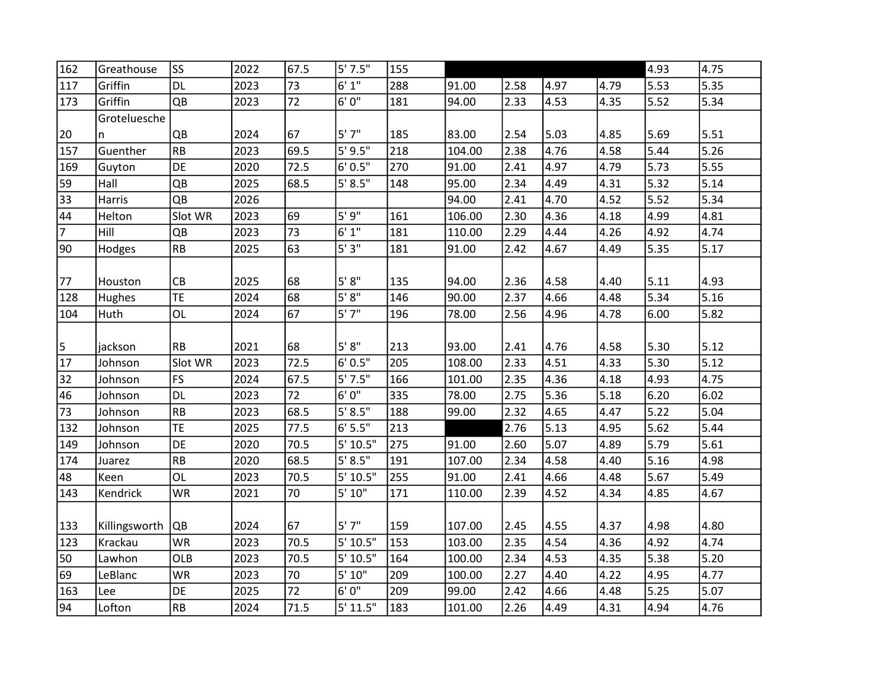| 162 | Greathouse | SS | 2022 | 67.5 | 5' 7.5" | 155 | | | | | 4.93 | 4.75 |
|---|---|---|---|---|---|---|---|---|---|---|---|---|
| 117 | Griffin | DL | 2023 | 73 | 6' 1" | 288 | 91.00 | 2.58 | 4.97 | 4.79 | 5.53 | 5.35 |
| 173 | Griffin | QB | 2023 | 72 | 6' 0" | 181 | 94.00 | 2.33 | 4.53 | 4.35 | 5.52 | 5.34 |
| 20 | Grotelueschen | QB | 2024 | 67 | 5' 7" | 185 | 83.00 | 2.54 | 5.03 | 4.85 | 5.69 | 5.51 |
| 157 | Guenther | RB | 2023 | 69.5 | 5' 9.5" | 218 | 104.00 | 2.38 | 4.76 | 4.58 | 5.44 | 5.26 |
| 169 | Guyton | DE | 2020 | 72.5 | 6' 0.5" | 270 | 91.00 | 2.41 | 4.97 | 4.79 | 5.73 | 5.55 |
| 59 | Hall | QB | 2025 | 68.5 | 5' 8.5" | 148 | 95.00 | 2.34 | 4.49 | 4.31 | 5.32 | 5.14 |
| 33 | Harris | QB | 2026 | | | | 94.00 | 2.41 | 4.70 | 4.52 | 5.52 | 5.34 |
| 44 | Helton | Slot WR | 2023 | 69 | 5' 9" | 161 | 106.00 | 2.30 | 4.36 | 4.18 | 4.99 | 4.81 |
| 7 | Hill | QB | 2023 | 73 | 6' 1" | 181 | 110.00 | 2.29 | 4.44 | 4.26 | 4.92 | 4.74 |
| 90 | Hodges | RB | 2025 | 63 | 5' 3" | 181 | 91.00 | 2.42 | 4.67 | 4.49 | 5.35 | 5.17 |
| 77 | Houston | CB | 2025 | 68 | 5' 8" | 135 | 94.00 | 2.36 | 4.58 | 4.40 | 5.11 | 4.93 |
| 128 | Hughes | TE | 2024 | 68 | 5' 8" | 146 | 90.00 | 2.37 | 4.66 | 4.48 | 5.34 | 5.16 |
| 104 | Huth | OL | 2024 | 67 | 5' 7" | 196 | 78.00 | 2.56 | 4.96 | 4.78 | 6.00 | 5.82 |
| 5 | jackson | RB | 2021 | 68 | 5' 8" | 213 | 93.00 | 2.41 | 4.76 | 4.58 | 5.30 | 5.12 |
| 17 | Johnson | Slot WR | 2023 | 72.5 | 6' 0.5" | 205 | 108.00 | 2.33 | 4.51 | 4.33 | 5.30 | 5.12 |
| 32 | Johnson | FS | 2024 | 67.5 | 5' 7.5" | 166 | 101.00 | 2.35 | 4.36 | 4.18 | 4.93 | 4.75 |
| 46 | Johnson | DL | 2023 | 72 | 6' 0" | 335 | 78.00 | 2.75 | 5.36 | 5.18 | 6.20 | 6.02 |
| 73 | Johnson | RB | 2023 | 68.5 | 5' 8.5" | 188 | 99.00 | 2.32 | 4.65 | 4.47 | 5.22 | 5.04 |
| 132 | Johnson | TE | 2025 | 77.5 | 6' 5.5" | 213 | | 2.76 | 5.13 | 4.95 | 5.62 | 5.44 |
| 149 | Johnson | DE | 2020 | 70.5 | 5' 10.5" | 275 | 91.00 | 2.60 | 5.07 | 4.89 | 5.79 | 5.61 |
| 174 | Juarez | RB | 2020 | 68.5 | 5' 8.5" | 191 | 107.00 | 2.34 | 4.58 | 4.40 | 5.16 | 4.98 |
| 48 | Keen | OL | 2023 | 70.5 | 5' 10.5" | 255 | 91.00 | 2.41 | 4.66 | 4.48 | 5.67 | 5.49 |
| 143 | Kendrick | WR | 2021 | 70 | 5' 10" | 171 | 110.00 | 2.39 | 4.52 | 4.34 | 4.85 | 4.67 |
| 133 | Killingsworth | QB | 2024 | 67 | 5' 7" | 159 | 107.00 | 2.45 | 4.55 | 4.37 | 4.98 | 4.80 |
| 123 | Krackau | WR | 2023 | 70.5 | 5' 10.5" | 153 | 103.00 | 2.35 | 4.54 | 4.36 | 4.92 | 4.74 |
| 50 | Lawhon | OLB | 2023 | 70.5 | 5' 10.5" | 164 | 100.00 | 2.34 | 4.53 | 4.35 | 5.38 | 5.20 |
| 69 | LeBlanc | WR | 2023 | 70 | 5' 10" | 209 | 100.00 | 2.27 | 4.40 | 4.22 | 4.95 | 4.77 |
| 163 | Lee | DE | 2025 | 72 | 6' 0" | 209 | 99.00 | 2.42 | 4.66 | 4.48 | 5.25 | 5.07 |
| 94 | Lofton | RB | 2024 | 71.5 | 5' 11.5" | 183 | 101.00 | 2.26 | 4.49 | 4.31 | 4.94 | 4.76 |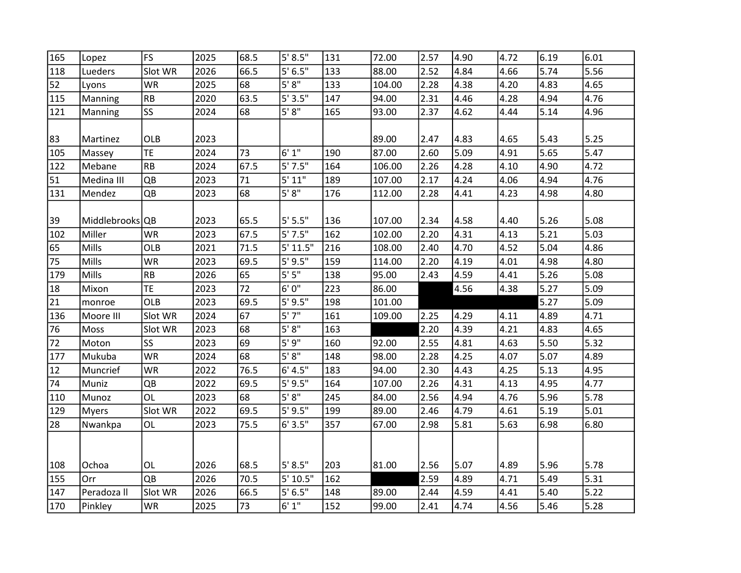| | | | | | | | | | | | | |
|---|---|---|---|---|---|---|---|---|---|---|---|---|
| 165 | Lopez | FS | 2025 | 68.5 | 5' 8.5" | 131 | 72.00 | 2.57 | 4.90 | 4.72 | 6.19 | 6.01 |
| 118 | Lueders | Slot WR | 2026 | 66.5 | 5' 6.5" | 133 | 88.00 | 2.52 | 4.84 | 4.66 | 5.74 | 5.56 |
| 52 | Lyons | WR | 2025 | 68 | 5' 8" | 133 | 104.00 | 2.28 | 4.38 | 4.20 | 4.83 | 4.65 |
| 115 | Manning | RB | 2020 | 63.5 | 5' 3.5" | 147 | 94.00 | 2.31 | 4.46 | 4.28 | 4.94 | 4.76 |
| 121 | Manning | SS | 2024 | 68 | 5' 8" | 165 | 93.00 | 2.37 | 4.62 | 4.44 | 5.14 | 4.96 |
| 83 | Martinez | OLB | 2023 | | | | 89.00 | 2.47 | 4.83 | 4.65 | 5.43 | 5.25 |
| 105 | Massey | TE | 2024 | 73 | 6' 1" | 190 | 87.00 | 2.60 | 5.09 | 4.91 | 5.65 | 5.47 |
| 122 | Mebane | RB | 2024 | 67.5 | 5' 7.5" | 164 | 106.00 | 2.26 | 4.28 | 4.10 | 4.90 | 4.72 |
| 51 | Medina III | QB | 2023 | 71 | 5' 11" | 189 | 107.00 | 2.17 | 4.24 | 4.06 | 4.94 | 4.76 |
| 131 | Mendez | QB | 2023 | 68 | 5' 8" | 176 | 112.00 | 2.28 | 4.41 | 4.23 | 4.98 | 4.80 |
| 39 | Middlebrooks | QB | 2023 | 65.5 | 5' 5.5" | 136 | 107.00 | 2.34 | 4.58 | 4.40 | 5.26 | 5.08 |
| 102 | Miller | WR | 2023 | 67.5 | 5' 7.5" | 162 | 102.00 | 2.20 | 4.31 | 4.13 | 5.21 | 5.03 |
| 65 | Mills | OLB | 2021 | 71.5 | 5' 11.5" | 216 | 108.00 | 2.40 | 4.70 | 4.52 | 5.04 | 4.86 |
| 75 | Mills | WR | 2023 | 69.5 | 5' 9.5" | 159 | 114.00 | 2.20 | 4.19 | 4.01 | 4.98 | 4.80 |
| 179 | Mills | RB | 2026 | 65 | 5' 5" | 138 | 95.00 | 2.43 | 4.59 | 4.41 | 5.26 | 5.08 |
| 18 | Mixon | TE | 2023 | 72 | 6' 0" | 223 | 86.00 | | 4.56 | 4.38 | 5.27 | 5.09 |
| 21 | monroe | OLB | 2023 | 69.5 | 5' 9.5" | 198 | 101.00 | | | | 5.27 | 5.09 |
| 136 | Moore III | Slot WR | 2024 | 67 | 5' 7" | 161 | 109.00 | 2.25 | 4.29 | 4.11 | 4.89 | 4.71 |
| 76 | Moss | Slot WR | 2023 | 68 | 5' 8" | 163 | | 2.20 | 4.39 | 4.21 | 4.83 | 4.65 |
| 72 | Moton | SS | 2023 | 69 | 5' 9" | 160 | 92.00 | 2.55 | 4.81 | 4.63 | 5.50 | 5.32 |
| 177 | Mukuba | WR | 2024 | 68 | 5' 8" | 148 | 98.00 | 2.28 | 4.25 | 4.07 | 5.07 | 4.89 |
| 12 | Muncrief | WR | 2022 | 76.5 | 6' 4.5" | 183 | 94.00 | 2.30 | 4.43 | 4.25 | 5.13 | 4.95 |
| 74 | Muniz | QB | 2022 | 69.5 | 5' 9.5" | 164 | 107.00 | 2.26 | 4.31 | 4.13 | 4.95 | 4.77 |
| 110 | Munoz | OL | 2023 | 68 | 5' 8" | 245 | 84.00 | 2.56 | 4.94 | 4.76 | 5.96 | 5.78 |
| 129 | Myers | Slot WR | 2022 | 69.5 | 5' 9.5" | 199 | 89.00 | 2.46 | 4.79 | 4.61 | 5.19 | 5.01 |
| 28 | Nwankpa | OL | 2023 | 75.5 | 6' 3.5" | 357 | 67.00 | 2.98 | 5.81 | 5.63 | 6.98 | 6.80 |
| 108 | Ochoa | OL | 2026 | 68.5 | 5' 8.5" | 203 | 81.00 | 2.56 | 5.07 | 4.89 | 5.96 | 5.78 |
| 155 | Orr | QB | 2026 | 70.5 | 5' 10.5" | 162 | | 2.59 | 4.89 | 4.71 | 5.49 | 5.31 |
| 147 | Peradoza ll | Slot WR | 2026 | 66.5 | 5' 6.5" | 148 | 89.00 | 2.44 | 4.59 | 4.41 | 5.40 | 5.22 |
| 170 | Pinkley | WR | 2025 | 73 | 6' 1" | 152 | 99.00 | 2.41 | 4.74 | 4.56 | 5.46 | 5.28 |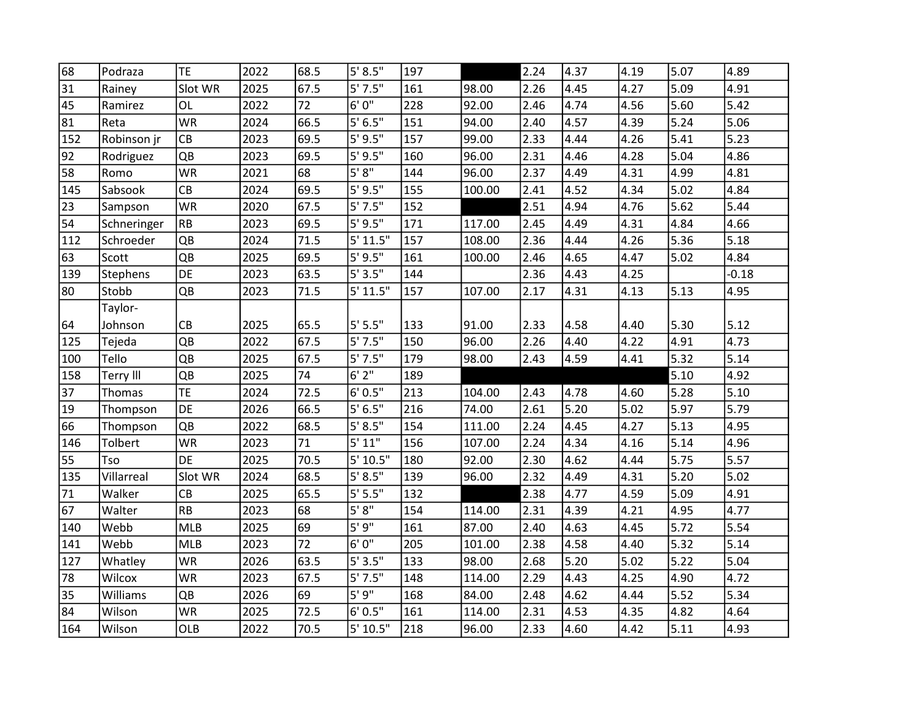| 68 | Podraza | TE | 2022 | 68.5 | 5' 8.5" | 197 | | 2.24 | 4.37 | 4.19 | 5.07 | 4.89 |
|---|---|---|---|---|---|---|---|---|---|---|---|---|
| 31 | Rainey | Slot WR | 2025 | 67.5 | 5' 7.5" | 161 | 98.00 | 2.26 | 4.45 | 4.27 | 5.09 | 4.91 |
| 45 | Ramirez | OL | 2022 | 72 | 6' 0" | 228 | 92.00 | 2.46 | 4.74 | 4.56 | 5.60 | 5.42 |
| 81 | Reta | WR | 2024 | 66.5 | 5' 6.5" | 151 | 94.00 | 2.40 | 4.57 | 4.39 | 5.24 | 5.06 |
| 152 | Robinson jr | CB | 2023 | 69.5 | 5' 9.5" | 157 | 99.00 | 2.33 | 4.44 | 4.26 | 5.41 | 5.23 |
| 92 | Rodriguez | QB | 2023 | 69.5 | 5' 9.5" | 160 | 96.00 | 2.31 | 4.46 | 4.28 | 5.04 | 4.86 |
| 58 | Romo | WR | 2021 | 68 | 5' 8" | 144 | 96.00 | 2.37 | 4.49 | 4.31 | 4.99 | 4.81 |
| 145 | Sabsook | CB | 2024 | 69.5 | 5' 9.5" | 155 | 100.00 | 2.41 | 4.52 | 4.34 | 5.02 | 4.84 |
| 23 | Sampson | WR | 2020 | 67.5 | 5' 7.5" | 152 | | 2.51 | 4.94 | 4.76 | 5.62 | 5.44 |
| 54 | Schneringer | RB | 2023 | 69.5 | 5' 9.5" | 171 | 117.00 | 2.45 | 4.49 | 4.31 | 4.84 | 4.66 |
| 112 | Schroeder | QB | 2024 | 71.5 | 5' 11.5" | 157 | 108.00 | 2.36 | 4.44 | 4.26 | 5.36 | 5.18 |
| 63 | Scott | QB | 2025 | 69.5 | 5' 9.5" | 161 | 100.00 | 2.46 | 4.65 | 4.47 | 5.02 | 4.84 |
| 139 | Stephens | DE | 2023 | 63.5 | 5' 3.5" | 144 | | 2.36 | 4.43 | 4.25 | | -0.18 |
| 80 | Stobb | QB | 2023 | 71.5 | 5' 11.5" | 157 | 107.00 | 2.17 | 4.31 | 4.13 | 5.13 | 4.95 |
| 64 | Taylor-Johnson | CB | 2025 | 65.5 | 5' 5.5" | 133 | 91.00 | 2.33 | 4.58 | 4.40 | 5.30 | 5.12 |
| 125 | Tejeda | QB | 2022 | 67.5 | 5' 7.5" | 150 | 96.00 | 2.26 | 4.40 | 4.22 | 4.91 | 4.73 |
| 100 | Tello | QB | 2025 | 67.5 | 5' 7.5" | 179 | 98.00 | 2.43 | 4.59 | 4.41 | 5.32 | 5.14 |
| 158 | Terry lll | QB | 2025 | 74 | 6' 2" | 189 | | | | | 5.10 | 4.92 |
| 37 | Thomas | TE | 2024 | 72.5 | 6' 0.5" | 213 | 104.00 | 2.43 | 4.78 | 4.60 | 5.28 | 5.10 |
| 19 | Thompson | DE | 2026 | 66.5 | 5' 6.5" | 216 | 74.00 | 2.61 | 5.20 | 5.02 | 5.97 | 5.79 |
| 66 | Thompson | QB | 2022 | 68.5 | 5' 8.5" | 154 | 111.00 | 2.24 | 4.45 | 4.27 | 5.13 | 4.95 |
| 146 | Tolbert | WR | 2023 | 71 | 5' 11" | 156 | 107.00 | 2.24 | 4.34 | 4.16 | 5.14 | 4.96 |
| 55 | Tso | DE | 2025 | 70.5 | 5' 10.5" | 180 | 92.00 | 2.30 | 4.62 | 4.44 | 5.75 | 5.57 |
| 135 | Villarreal | Slot WR | 2024 | 68.5 | 5' 8.5" | 139 | 96.00 | 2.32 | 4.49 | 4.31 | 5.20 | 5.02 |
| 71 | Walker | CB | 2025 | 65.5 | 5' 5.5" | 132 | | 2.38 | 4.77 | 4.59 | 5.09 | 4.91 |
| 67 | Walter | RB | 2023 | 68 | 5' 8" | 154 | 114.00 | 2.31 | 4.39 | 4.21 | 4.95 | 4.77 |
| 140 | Webb | MLB | 2025 | 69 | 5' 9" | 161 | 87.00 | 2.40 | 4.63 | 4.45 | 5.72 | 5.54 |
| 141 | Webb | MLB | 2023 | 72 | 6' 0" | 205 | 101.00 | 2.38 | 4.58 | 4.40 | 5.32 | 5.14 |
| 127 | Whatley | WR | 2026 | 63.5 | 5' 3.5" | 133 | 98.00 | 2.68 | 5.20 | 5.02 | 5.22 | 5.04 |
| 78 | Wilcox | WR | 2023 | 67.5 | 5' 7.5" | 148 | 114.00 | 2.29 | 4.43 | 4.25 | 4.90 | 4.72 |
| 35 | Williams | QB | 2026 | 69 | 5' 9" | 168 | 84.00 | 2.48 | 4.62 | 4.44 | 5.52 | 5.34 |
| 84 | Wilson | WR | 2025 | 72.5 | 6' 0.5" | 161 | 114.00 | 2.31 | 4.53 | 4.35 | 4.82 | 4.64 |
| 164 | Wilson | OLB | 2022 | 70.5 | 5' 10.5" | 218 | 96.00 | 2.33 | 4.60 | 4.42 | 5.11 | 4.93 |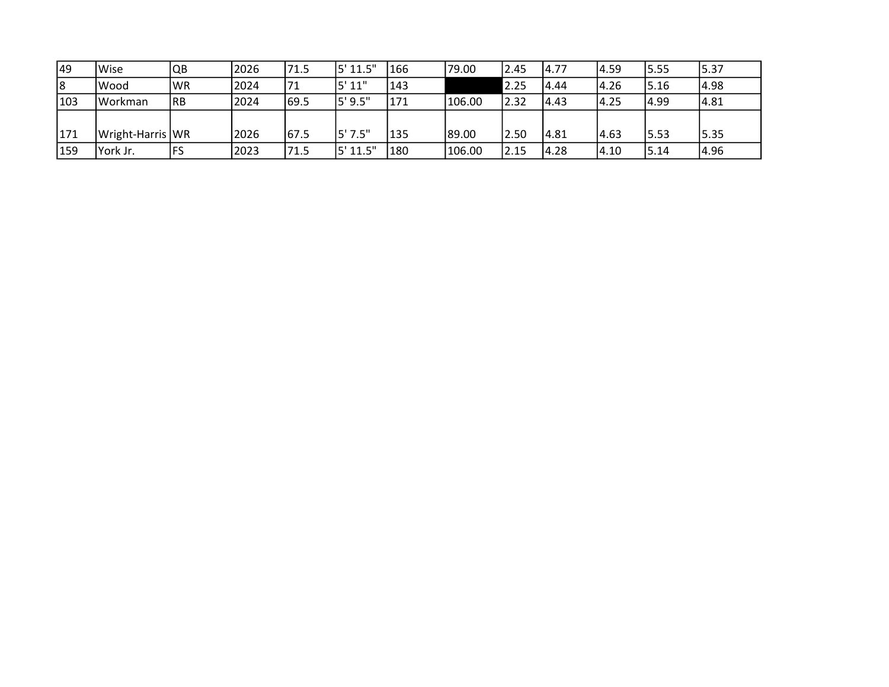| | | | | | | | | | | | | |
|---|---|---|---|---|---|---|---|---|---|---|---|---|
| 49 | Wise | QB | 2026 | 71.5 | 5' 11.5" | 166 | 79.00 | 2.45 | 4.77 | 4.59 | 5.55 | 5.37 |
| 8 | Wood | WR | 2024 | 71 | 5' 11" | 143 | | 2.25 | 4.44 | 4.26 | 5.16 | 4.98 |
| 103 | Workman | RB | 2024 | 69.5 | 5' 9.5" | 171 | 106.00 | 2.32 | 4.43 | 4.25 | 4.99 | 4.81 |
| 171 | Wright-Harris | WR | 2026 | 67.5 | 5' 7.5" | 135 | 89.00 | 2.50 | 4.81 | 4.63 | 5.53 | 5.35 |
| 159 | York Jr. | FS | 2023 | 71.5 | 5' 11.5" | 180 | 106.00 | 2.15 | 4.28 | 4.10 | 5.14 | 4.96 |